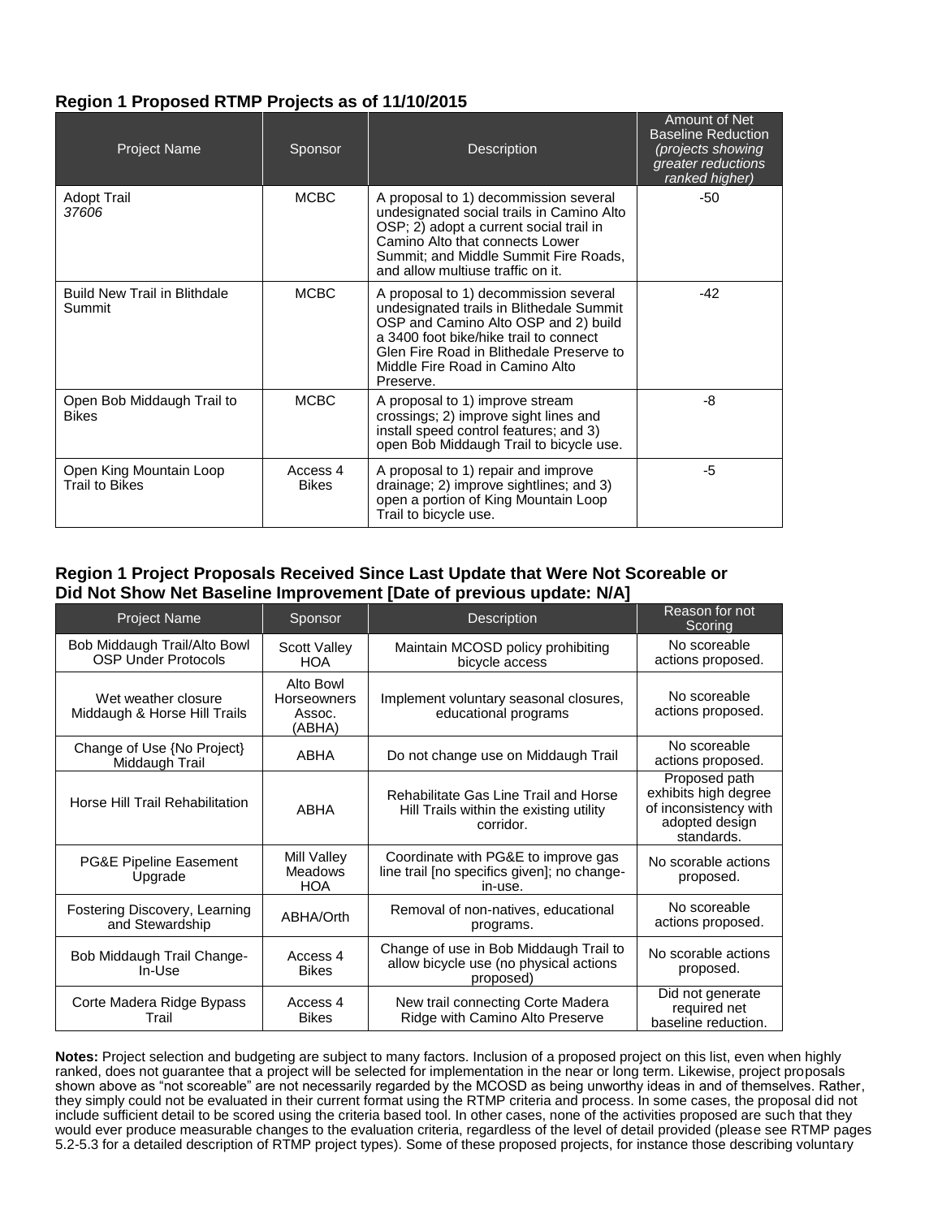### Region 1 Proposed RTMP Projects as of 11/10/2015

| Project Name | Sponsor | Description | Amount of Net Baseline Reduction *(projects showing greater reductions ranked higher)* |
|---|---|---|---|
| Adopt Trail *37606* | MCBC | A proposal to 1) decommission several undesignated social trails in Camino Alto OSP; 2) adopt a current social trail in Camino Alto that connects Lower Summit; and Middle Summit Fire Roads, and allow multiuse traffic on it. | -50 |
| Build New Trail in Blithdale Summit | MCBC | A proposal to 1) decommission several undesignated trails in Blithedale Summit OSP and Camino Alto OSP and 2) build a 3400 foot bike/hike trail to connect Glen Fire Road in Blithedale Preserve to Middle Fire Road in Camino Alto Preserve. | -42 |
| Open Bob Middaugh Trail to Bikes | MCBC | A proposal to 1) improve stream crossings; 2) improve sight lines and install speed control features; and 3) open Bob Middaugh Trail to bicycle use. | -8 |
| Open King Mountain Loop Trail to Bikes | Access 4 Bikes | A proposal to 1) repair and improve drainage; 2) improve sightlines; and 3) open a portion of King Mountain Loop Trail to bicycle use. | -5 |

### Region 1 Project Proposals Received Since Last Update that Were Not Scoreable or Did Not Show Net Baseline Improvement [Date of previous update: N/A]

| Project Name | Sponsor | Description | Reason for not Scoring |
|---|---|---|---|
| Bob Middaugh Trail/Alto Bowl OSP Under Protocols | Scott Valley HOA | Maintain MCOSD policy prohibiting bicycle access | No scoreable actions proposed. |
| Wet weather closure Middaugh & Horse Hill Trails | Alto Bowl Horseowners Assoc. (ABHA) | Implement voluntary seasonal closures, educational programs | No scoreable actions proposed. |
| Change of Use {No Project} Middaugh Trail | ABHA | Do not change use on Middaugh Trail | No scoreable actions proposed. |
| Horse Hill Trail Rehabilitation | ABHA | Rehabilitate Gas Line Trail and Horse Hill Trails within the existing utility corridor. | Proposed path exhibits high degree of inconsistency with adopted design standards. |
| PG&E Pipeline Easement Upgrade | Mill Valley Meadows HOA | Coordinate with PG&E to improve gas line trail [no specifics given]; no change-in-use. | No scorable actions proposed. |
| Fostering Discovery, Learning and Stewardship | ABHA/Orth | Removal of non-natives, educational programs. | No scoreable actions proposed. |
| Bob Middaugh Trail Change-In-Use | Access 4 Bikes | Change of use in Bob Middaugh Trail to allow bicycle use (no physical actions proposed) | No scorable actions proposed. |
| Corte Madera Ridge Bypass Trail | Access 4 Bikes | New trail connecting Corte Madera Ridge with Camino Alto Preserve | Did not generate required net baseline reduction. |

**Notes:** Project selection and budgeting are subject to many factors. Inclusion of a proposed project on this list, even when highly ranked, does not guarantee that a project will be selected for implementation in the near or long term. Likewise, project proposals shown above as "not scoreable" are not necessarily regarded by the MCOSD as being unworthy ideas in and of themselves. Rather, they simply could not be evaluated in their current format using the RTMP criteria and process. In some cases, the proposal did not include sufficient detail to be scored using the criteria based tool. In other cases, none of the activities proposed are such that they would ever produce measurable changes to the evaluation criteria, regardless of the level of detail provided (please see RTMP pages 5.2-5.3 for a detailed description of RTMP project types). Some of these proposed projects, for instance those describing voluntary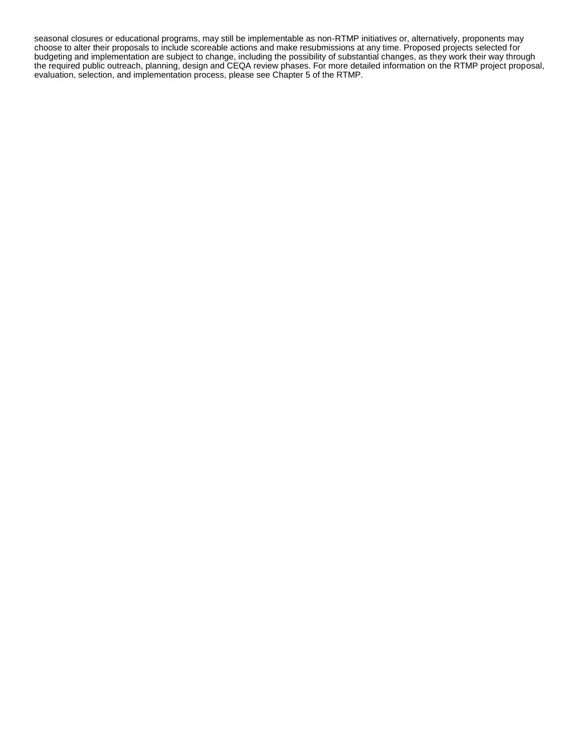seasonal closures or educational programs, may still be implementable as non-RTMP initiatives or, alternatively, proponents may choose to alter their proposals to include scoreable actions and make resubmissions at any time. Proposed projects selected for budgeting and implementation are subject to change, including the possibility of substantial changes, as they work their way through the required public outreach, planning, design and CEQA review phases. For more detailed information on the RTMP project proposal, evaluation, selection, and implementation process, please see Chapter 5 of the RTMP.